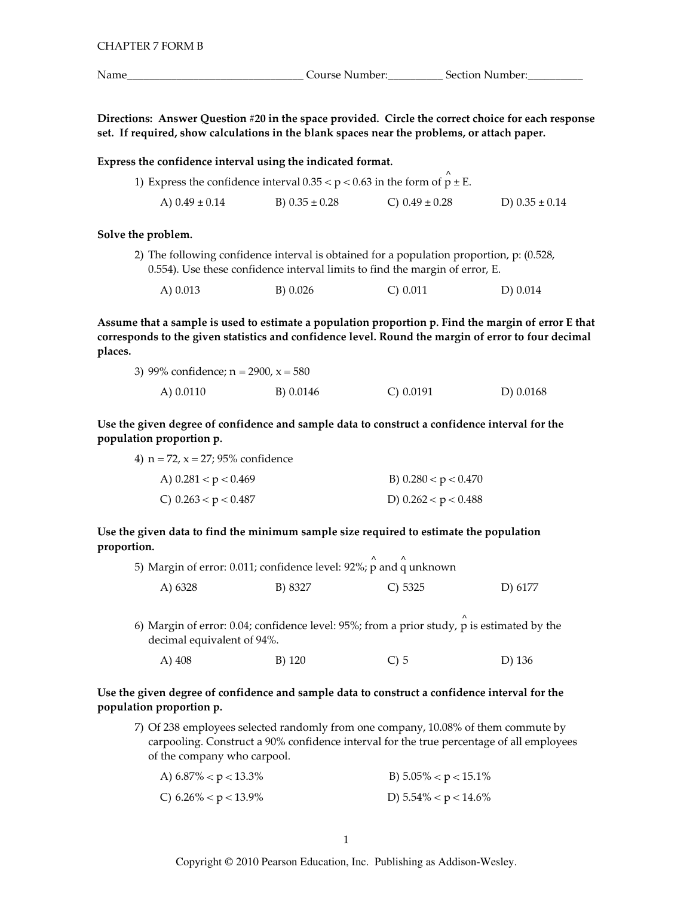CHAPTER 7 FORM B

Name_______________________________ Course Number:__________ Section Number:__________

**Directions: Answer Question #20 in the space provided. Circle the correct choice for each response set. If required, show calculations in the blank spaces near the problems, or attach paper.**

**Express the confidence interval using the indicated format.**

1) Express the confidence interval $0.35 < p < 0.63$ in the form of $\hat{p} \pm E$.

A) $0.49 \pm 0.14$ B) $0.35 \pm 0.28$ C) $0.49 \pm 0.28$ D) $0.35 \pm 0.14$

**Solve the problem.**

2) The following confidence interval is obtained for a population proportion, p: (0.528, 0.554). Use these confidence interval limits to find the margin of error, E.

A) 0.013 B) 0.026 C) 0.011 D) 0.014

**Assume that a sample is used to estimate a population proportion p. Find the margin of error E that corresponds to the given statistics and confidence level. Round the margin of error to four decimal places.**

3) 99% confidence; $n = 2900$, $x = 580$

A) 0.0110 B) 0.0146 C) 0.0191 D) 0.0168

**Use the given degree of confidence and sample data to construct a confidence interval for the population proportion p.**

4) $n = 72$, $x = 27$; 95% confidence

A) $0.281 < p < 0.469$ B) $0.280 < p < 0.470$

C) $0.263 < p < 0.487$ D) $0.262 < p < 0.488$

**Use the given data to find the minimum sample size required to estimate the population proportion.**

5) Margin of error: 0.011; confidence level: 92%; $\hat{p}$ and $\hat{q}$ unknown

A) 6328 B) 8327 C) 5325 D) 6177

6) Margin of error: 0.04; confidence level: 95%; from a prior study, $\hat{p}$ is estimated by the decimal equivalent of 94%.

A) 408 B) 120 C) 5 D) 136

**Use the given degree of confidence and sample data to construct a confidence interval for the population proportion p.**

7) Of 238 employees selected randomly from one company, 10.08% of them commute by carpooling. Construct a 90% confidence interval for the true percentage of all employees of the company who carpool.

A) $6.87\% < p < 13.3\%$ B) $5.05\% < p < 15.1\%$

C) $6.26\% < p < 13.9\%$ D) $5.54\% < p < 14.6\%$

Copyright © 2010 Pearson Education, Inc. Publishing as Addison-Wesley.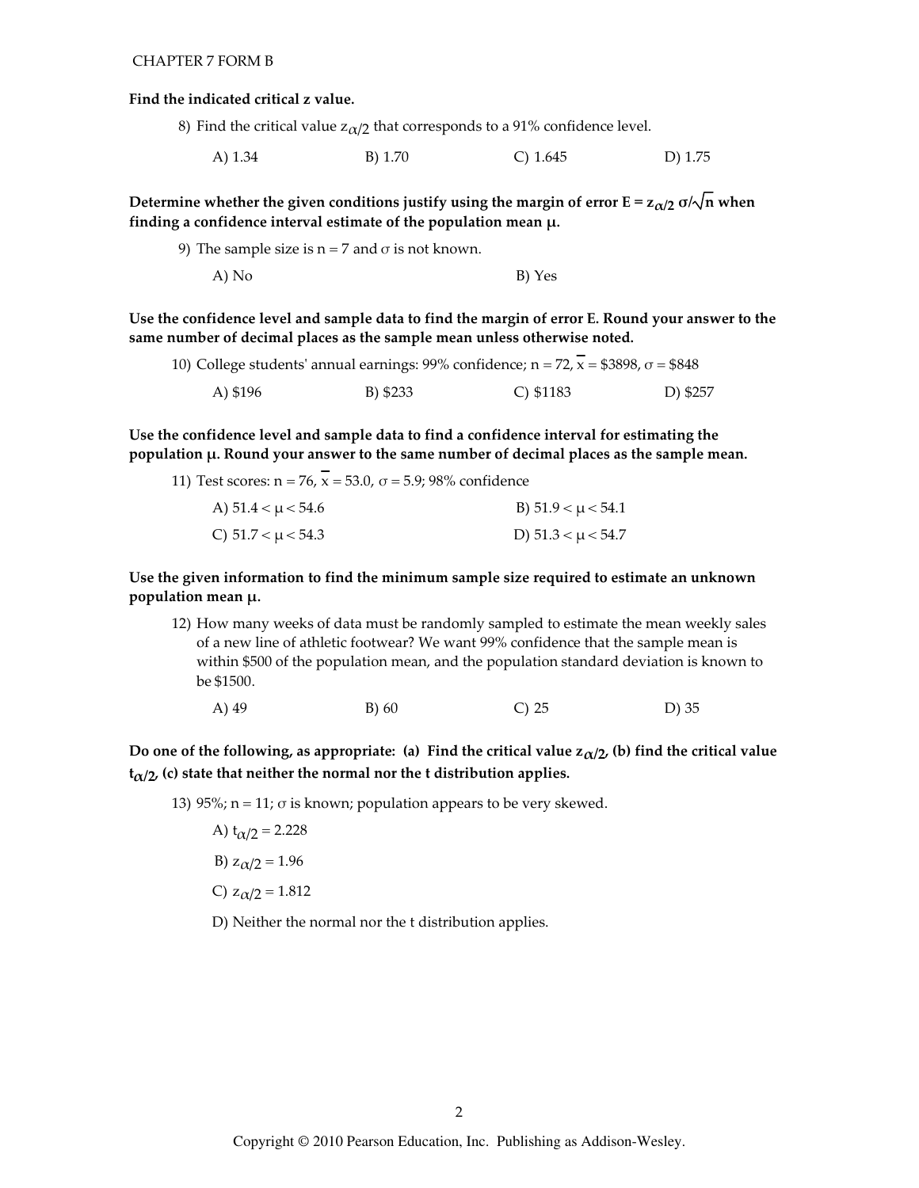**Find the indicated critical z value.**

8) Find the critical value $z_{\alpha/2}$ that corresponds to a 91% confidence level.

A) 1.34 B) 1.70 C) 1.645 D) 1.75

**Determine whether the given conditions justify using the margin of error $E = z_{\alpha/2}\, \sigma/\sqrt{n}$ when finding a confidence interval estimate of the population mean $\mu$.**

9) The sample size is $n = 7$ and $\sigma$ is not known.

A) No B) Yes

**Use the confidence level and sample data to find the margin of error E. Round your answer to the same number of decimal places as the sample mean unless otherwise noted.**

10) College students' annual earnings: 99% confidence; $n = 72$, $\overline{x} = \$3898$, $\sigma = \$848$

A) \$196 B) \$233 C) \$1183 D) \$257

**Use the confidence level and sample data to find a confidence interval for estimating the population $\mu$. Round your answer to the same number of decimal places as the sample mean.**

11) Test scores: $n = 76$, $\overline{x} = 53.0$, $\sigma = 5.9$; 98% confidence

A) $51.4 < \mu < 54.6$ B) $51.9 < \mu < 54.1$

C) $51.7 < \mu < 54.3$ D) $51.3 < \mu < 54.7$

**Use the given information to find the minimum sample size required to estimate an unknown population mean $\mu$.**

12) How many weeks of data must be randomly sampled to estimate the mean weekly sales of a new line of athletic footwear? We want 99% confidence that the sample mean is within \$500 of the population mean, and the population standard deviation is known to be \$1500.

A) 49 B) 60 C) 25 D) 35

**Do one of the following, as appropriate: (a) Find the critical value $z_{\alpha/2}$, (b) find the critical value $t_{\alpha/2}$, (c) state that neither the normal nor the t distribution applies.**

13) 95%; $n = 11$; $\sigma$ is known; population appears to be very skewed.

A) $t_{\alpha/2} = 2.228$

B) $z_{\alpha/2} = 1.96$

C) $z_{\alpha/2} = 1.812$

D) Neither the normal nor the t distribution applies.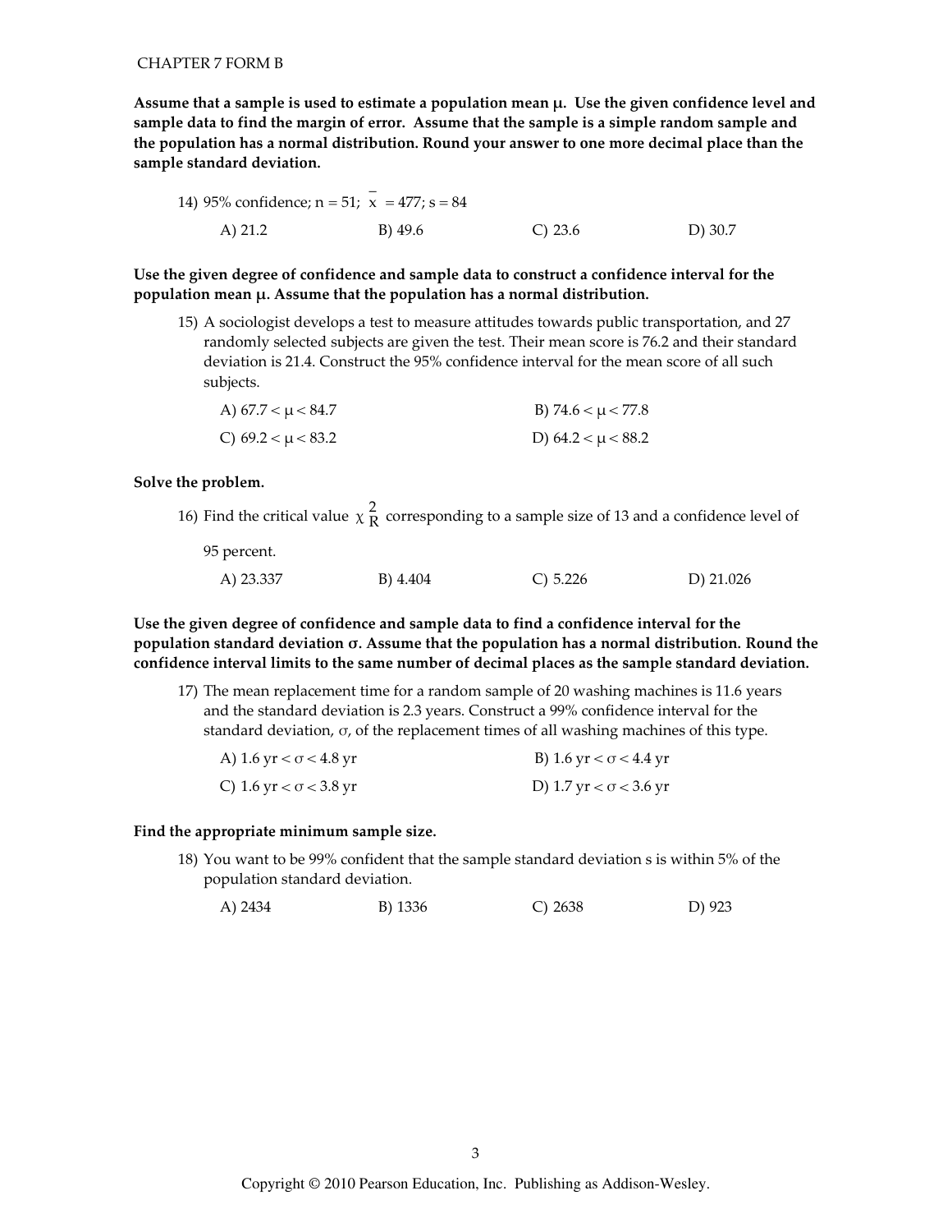CHAPTER 7 FORM B

**Assume that a sample is used to estimate a population mean $\mu$. Use the given confidence level and sample data to find the margin of error. Assume that the sample is a simple random sample and the population has a normal distribution. Round your answer to one more decimal place than the sample standard deviation.**

14) 95% confidence; $n = 51$; $\bar{x} = 477$; $s = 84$

A) 21.2  B) 49.6  C) 23.6  D) 30.7

**Use the given degree of confidence and sample data to construct a confidence interval for the population mean $\mu$. Assume that the population has a normal distribution.**

15) A sociologist develops a test to measure attitudes towards public transportation, and 27 randomly selected subjects are given the test. Their mean score is 76.2 and their standard deviation is 21.4. Construct the 95% confidence interval for the mean score of all such subjects.

A) $67.7 < \mu < 84.7$  B) $74.6 < \mu < 77.8$

C) $69.2 < \mu < 83.2$  D) $64.2 < \mu < 88.2$

**Solve the problem.**

16) Find the critical value $\chi^2_R$ corresponding to a sample size of 13 and a confidence level of 95 percent.

A) 23.337  B) 4.404  C) 5.226  D) 21.026

**Use the given degree of confidence and sample data to find a confidence interval for the population standard deviation $\sigma$. Assume that the population has a normal distribution. Round the confidence interval limits to the same number of decimal places as the sample standard deviation.**

17) The mean replacement time for a random sample of 20 washing machines is 11.6 years and the standard deviation is 2.3 years. Construct a 99% confidence interval for the standard deviation, $\sigma$, of the replacement times of all washing machines of this type.

A) 1.6 yr $< \sigma <$ 4.8 yr  B) 1.6 yr $< \sigma <$ 4.4 yr

C) 1.6 yr $< \sigma <$ 3.8 yr  D) 1.7 yr $< \sigma <$ 3.6 yr

**Find the appropriate minimum sample size.**

18) You want to be 99% confident that the sample standard deviation s is within 5% of the population standard deviation.

A) 2434  B) 1336  C) 2638  D) 923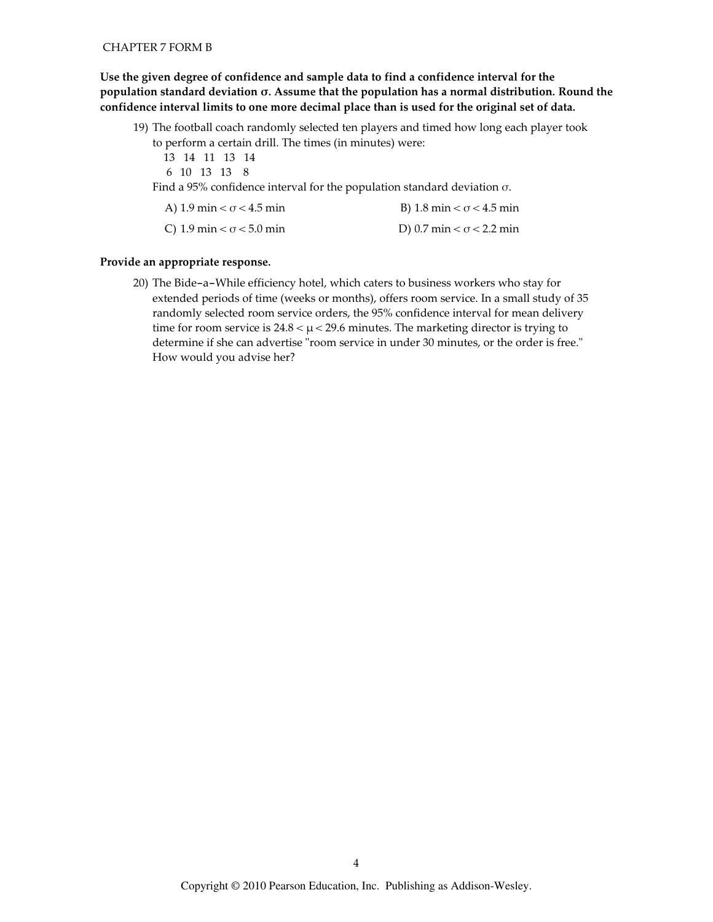CHAPTER 7 FORM B

**Use the given degree of confidence and sample data to find a confidence interval for the population standard deviation σ. Assume that the population has a normal distribution. Round the confidence interval limits to one more decimal place than is used for the original set of data.**

19) The football coach randomly selected ten players and timed how long each player took to perform a certain drill. The times (in minutes) were:

13 14 11 13 14
6 10 13 13 8

Find a 95% confidence interval for the population standard deviation σ.

A) 1.9 min $< \sigma <$ 4.5 min

B) 1.8 min $< \sigma <$ 4.5 min

C) 1.9 min $< \sigma <$ 5.0 min

D) 0.7 min $< \sigma <$ 2.2 min

**Provide an appropriate response.**

20) The Bide-a-While efficiency hotel, which caters to business workers who stay for extended periods of time (weeks or months), offers room service. In a small study of 35 randomly selected room service orders, the 95% confidence interval for mean delivery time for room service is $24.8 < \mu < 29.6$ minutes. The marketing director is trying to determine if she can advertise "room service in under 30 minutes, or the order is free." How would you advise her?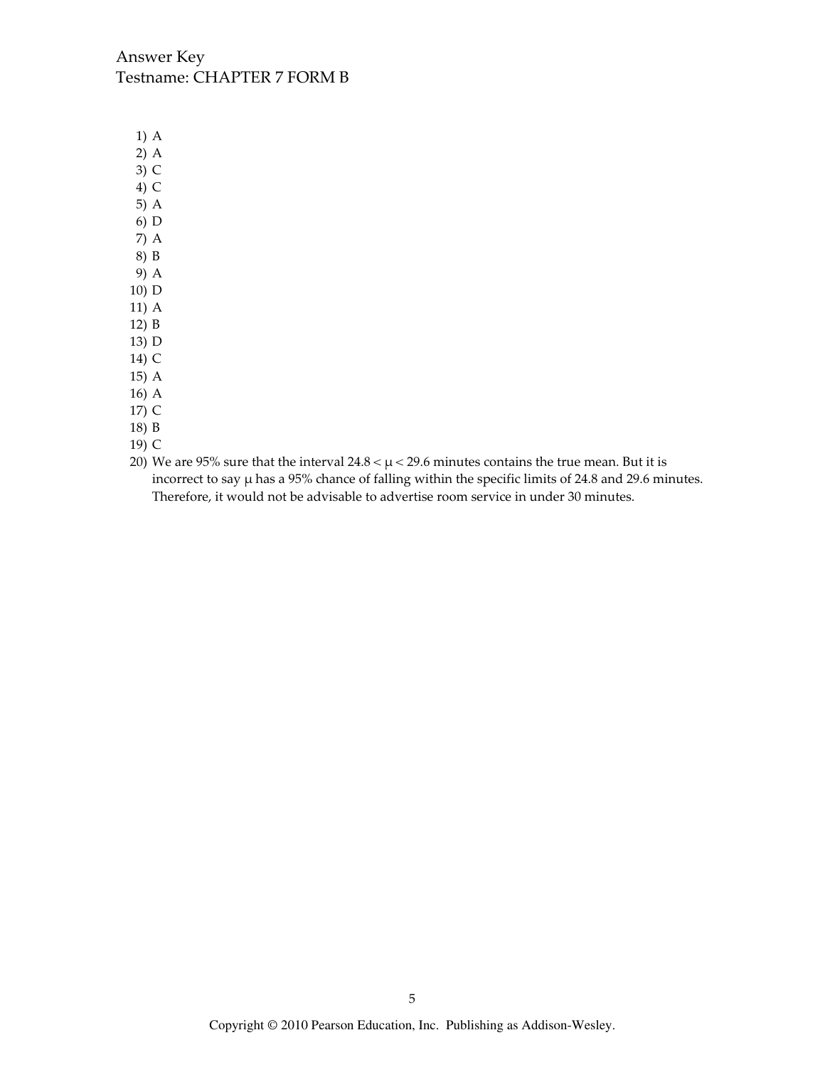Answer Key
Testname: CHAPTER 7 FORM B

1) A
2) A
3) C
4) C
5) A
6) D
7) A
8) B
9) A
10) D
11) A
12) B
13) D
14) C
15) A
16) A
17) C
18) B
19) C
20) We are 95% sure that the interval $24.8 < \mu < 29.6$ minutes contains the true mean. But it is incorrect to say $\mu$ has a 95% chance of falling within the specific limits of 24.8 and 29.6 minutes. Therefore, it would not be advisable to advertise room service in under 30 minutes.

Copyright © 2010 Pearson Education, Inc. Publishing as Addison-Wesley.